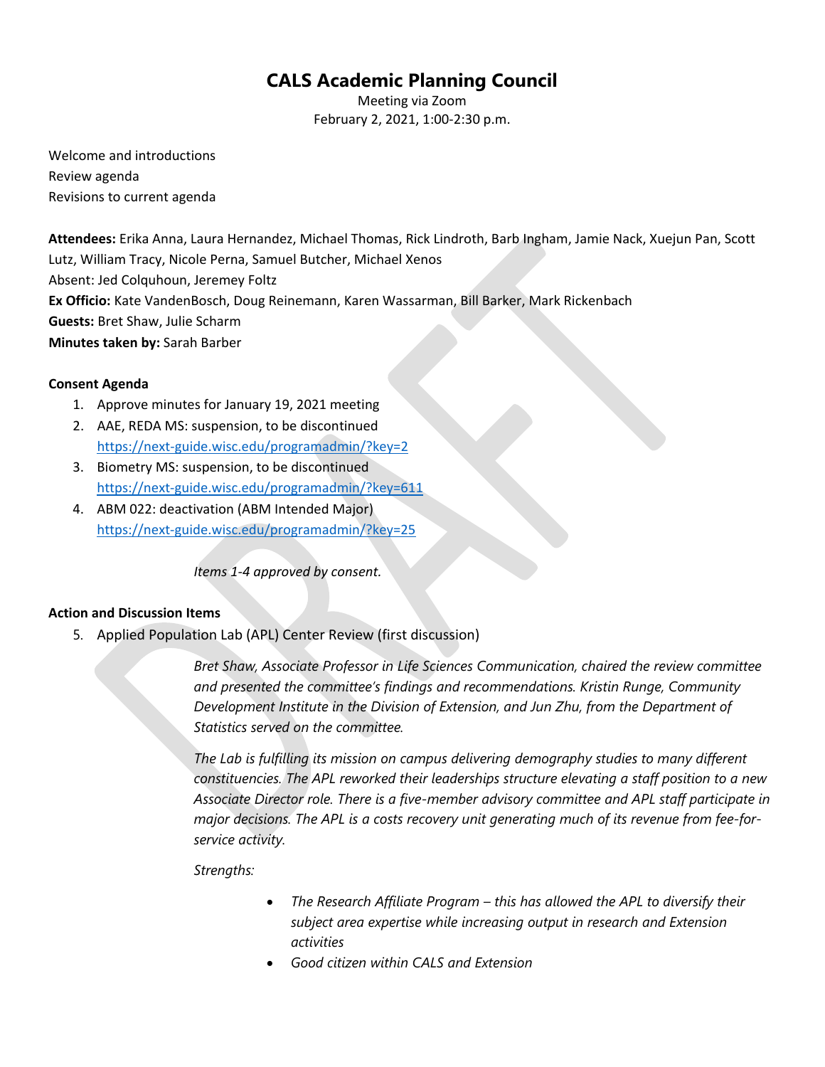# CALS Academic Planning Council

Meeting via Zoom
February 2, 2021, 1:00-2:30 p.m.

Welcome and introductions
Review agenda
Revisions to current agenda

**Attendees:** Erika Anna, Laura Hernandez, Michael Thomas, Rick Lindroth, Barb Ingham, Jamie Nack, Xuejun Pan, Scott Lutz, William Tracy, Nicole Perna, Samuel Butcher, Michael Xenos
Absent: Jed Colquhoun, Jeremey Foltz
**Ex Officio:** Kate VandenBosch, Doug Reinemann, Karen Wassarman, Bill Barker, Mark Rickenbach
**Guests:** Bret Shaw, Julie Scharm
**Minutes taken by:** Sarah Barber

**Consent Agenda**

1. Approve minutes for January 19, 2021 meeting
2. AAE, REDA MS: suspension, to be discontinued
   https://next-guide.wisc.edu/programadmin/?key=2
3. Biometry MS: suspension, to be discontinued
   https://next-guide.wisc.edu/programadmin/?key=611
4. ABM 022: deactivation (ABM Intended Major)
   https://next-guide.wisc.edu/programadmin/?key=25

*Items 1-4 approved by consent.*

**Action and Discussion Items**

5. Applied Population Lab (APL) Center Review (first discussion)

*Bret Shaw, Associate Professor in Life Sciences Communication, chaired the review committee and presented the committee's findings and recommendations. Kristin Runge, Community Development Institute in the Division of Extension, and Jun Zhu, from the Department of Statistics served on the committee.*

*The Lab is fulfilling its mission on campus delivering demography studies to many different constituencies. The APL reworked their leaderships structure elevating a staff position to a new Associate Director role. There is a five-member advisory committee and APL staff participate in major decisions. The APL is a costs recovery unit generating much of its revenue from fee-for-service activity.*

*Strengths:*

- *The Research Affiliate Program – this has allowed the APL to diversify their subject area expertise while increasing output in research and Extension activities*
- *Good citizen within CALS and Extension*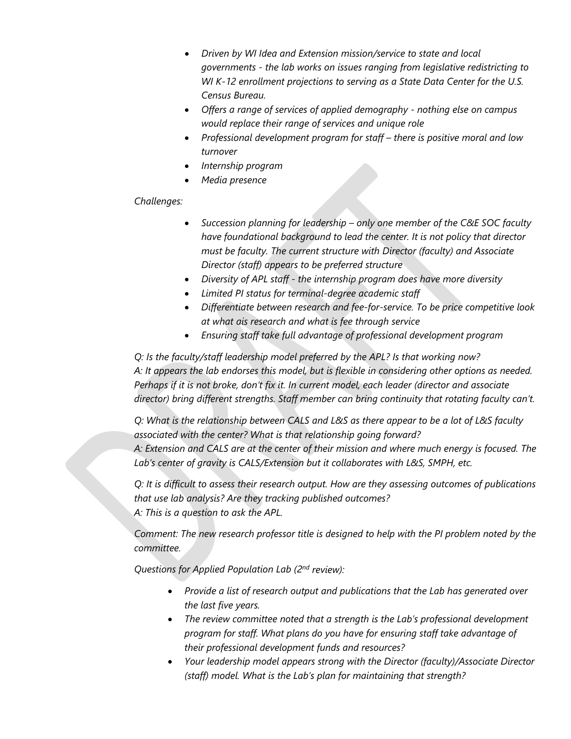- *Driven by WI Idea and Extension mission/service to state and local governments - the lab works on issues ranging from legislative redistricting to WI K-12 enrollment projections to serving as a State Data Center for the U.S. Census Bureau.*
- *Offers a range of services of applied demography - nothing else on campus would replace their range of services and unique role*
- *Professional development program for staff – there is positive moral and low turnover*
- *Internship program*
- *Media presence*

*Challenges:*

- *Succession planning for leadership – only one member of the C&E SOC faculty have foundational background to lead the center. It is not policy that director must be faculty. The current structure with Director (faculty) and Associate Director (staff) appears to be preferred structure*
- *Diversity of APL staff - the internship program does have more diversity*
- *Limited PI status for terminal-degree academic staff*
- *Differentiate between research and fee-for-service. To be price competitive look at what ais research and what is fee through service*
- *Ensuring staff take full advantage of professional development program*

*Q: Is the faculty/staff leadership model preferred by the APL? Is that working now?*
*A: It appears the lab endorses this model, but is flexible in considering other options as needed. Perhaps if it is not broke, don't fix it. In current model, each leader (director and associate director) bring different strengths. Staff member can bring continuity that rotating faculty can't.*

*Q: What is the relationship between CALS and L&S as there appear to be a lot of L&S faculty associated with the center? What is that relationship going forward?*
*A: Extension and CALS are at the center of their mission and where much energy is focused. The Lab's center of gravity is CALS/Extension but it collaborates with L&S, SMPH, etc.*

*Q: It is difficult to assess their research output. How are they assessing outcomes of publications that use lab analysis? Are they tracking published outcomes?*
*A: This is a question to ask the APL.*

*Comment: The new research professor title is designed to help with the PI problem noted by the committee.*

*Questions for Applied Population Lab (2nd review):*

- *Provide a list of research output and publications that the Lab has generated over the last five years.*
- *The review committee noted that a strength is the Lab's professional development program for staff. What plans do you have for ensuring staff take advantage of their professional development funds and resources?*
- *Your leadership model appears strong with the Director (faculty)/Associate Director (staff) model. What is the Lab's plan for maintaining that strength?*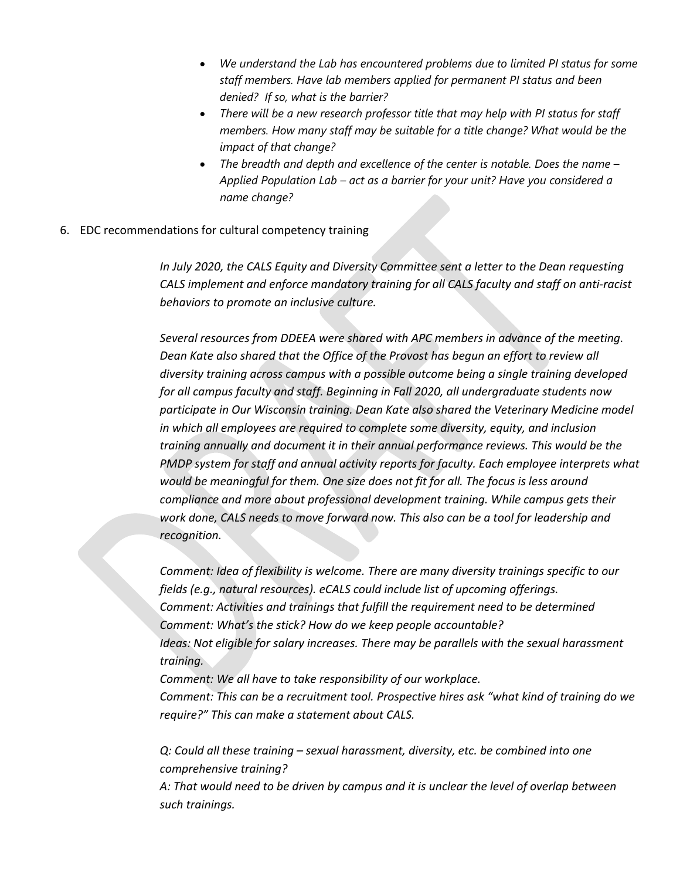- *We understand the Lab has encountered problems due to limited PI status for some staff members. Have lab members applied for permanent PI status and been denied? If so, what is the barrier?*
- *There will be a new research professor title that may help with PI status for staff members. How many staff may be suitable for a title change? What would be the impact of that change?*
- *The breadth and depth and excellence of the center is notable. Does the name – Applied Population Lab – act as a barrier for your unit? Have you considered a name change?*

6. EDC recommendations for cultural competency training

*In July 2020, the CALS Equity and Diversity Committee sent a letter to the Dean requesting CALS implement and enforce mandatory training for all CALS faculty and staff on anti-racist behaviors to promote an inclusive culture.*

*Several resources from DDEEA were shared with APC members in advance of the meeting. Dean Kate also shared that the Office of the Provost has begun an effort to review all diversity training across campus with a possible outcome being a single training developed for all campus faculty and staff. Beginning in Fall 2020, all undergraduate students now participate in Our Wisconsin training. Dean Kate also shared the Veterinary Medicine model in which all employees are required to complete some diversity, equity, and inclusion training annually and document it in their annual performance reviews. This would be the PMDP system for staff and annual activity reports for faculty. Each employee interprets what would be meaningful for them. One size does not fit for all. The focus is less around compliance and more about professional development training. While campus gets their work done, CALS needs to move forward now. This also can be a tool for leadership and recognition.*

*Comment: Idea of flexibility is welcome. There are many diversity trainings specific to our fields (e.g., natural resources). eCALS could include list of upcoming offerings.*
*Comment: Activities and trainings that fulfill the requirement need to be determined*
*Comment: What's the stick? How do we keep people accountable?*
*Ideas: Not eligible for salary increases. There may be parallels with the sexual harassment training.*
*Comment: We all have to take responsibility of our workplace.*
*Comment: This can be a recruitment tool. Prospective hires ask "what kind of training do we require?" This can make a statement about CALS.*

*Q: Could all these training – sexual harassment, diversity, etc. be combined into one comprehensive training?*
*A: That would need to be driven by campus and it is unclear the level of overlap between such trainings.*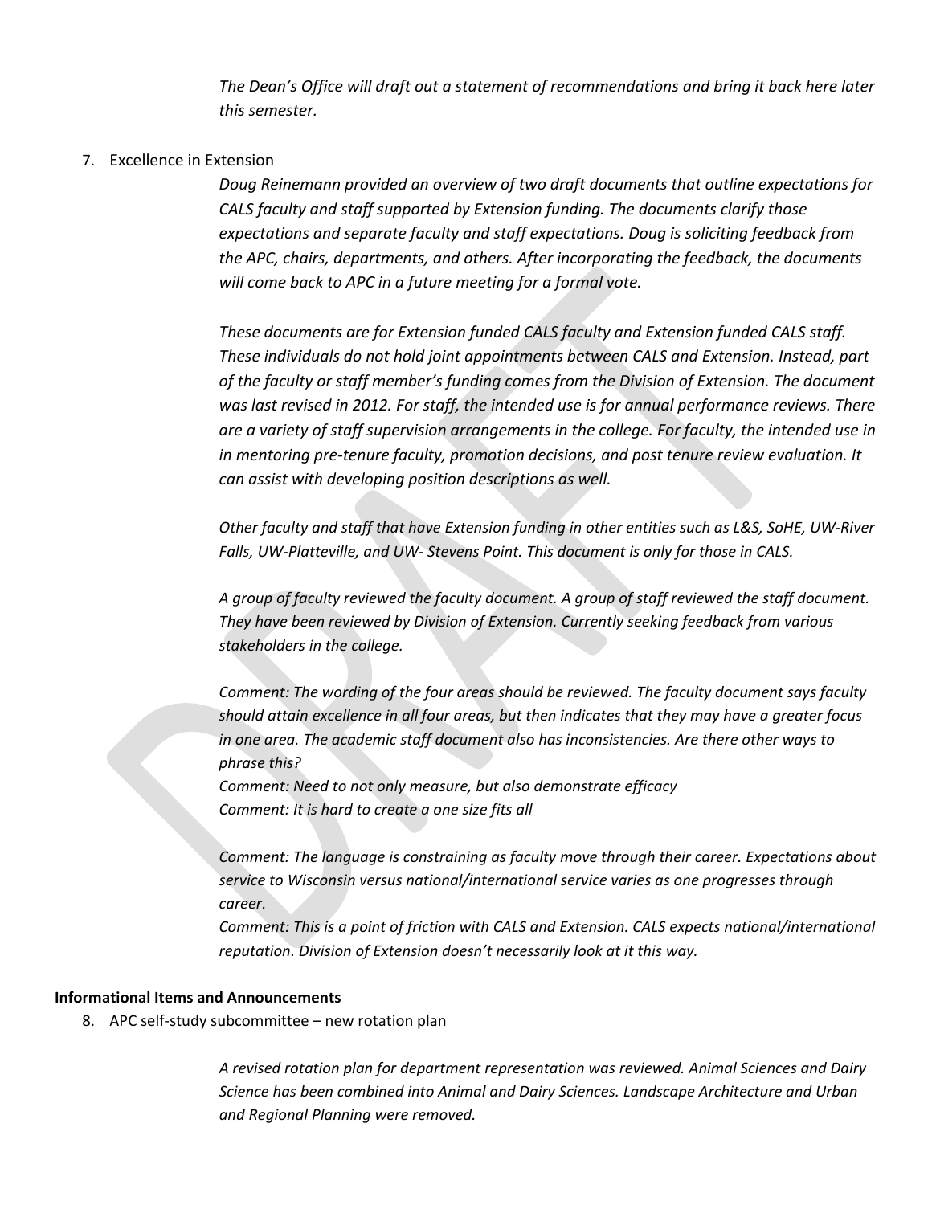*The Dean's Office will draft out a statement of recommendations and bring it back here later this semester.*

7. Excellence in Extension

   *Doug Reinemann provided an overview of two draft documents that outline expectations for CALS faculty and staff supported by Extension funding. The documents clarify those expectations and separate faculty and staff expectations. Doug is soliciting feedback from the APC, chairs, departments, and others. After incorporating the feedback, the documents will come back to APC in a future meeting for a formal vote.*

   *These documents are for Extension funded CALS faculty and Extension funded CALS staff. These individuals do not hold joint appointments between CALS and Extension. Instead, part of the faculty or staff member's funding comes from the Division of Extension. The document was last revised in 2012. For staff, the intended use is for annual performance reviews. There are a variety of staff supervision arrangements in the college. For faculty, the intended use in in mentoring pre-tenure faculty, promotion decisions, and post tenure review evaluation. It can assist with developing position descriptions as well.*

   *Other faculty and staff that have Extension funding in other entities such as L&S, SoHE, UW-River Falls, UW-Platteville, and UW- Stevens Point. This document is only for those in CALS.*

   *A group of faculty reviewed the faculty document. A group of staff reviewed the staff document. They have been reviewed by Division of Extension. Currently seeking feedback from various stakeholders in the college.*

   *Comment: The wording of the four areas should be reviewed. The faculty document says faculty should attain excellence in all four areas, but then indicates that they may have a greater focus in one area. The academic staff document also has inconsistencies. Are there other ways to phrase this?*
   *Comment: Need to not only measure, but also demonstrate efficacy*
   *Comment: It is hard to create a one size fits all*

   *Comment: The language is constraining as faculty move through their career. Expectations about service to Wisconsin versus national/international service varies as one progresses through career.*
   *Comment: This is a point of friction with CALS and Extension. CALS expects national/international reputation. Division of Extension doesn't necessarily look at it this way.*

**Informational Items and Announcements**

8. APC self-study subcommittee – new rotation plan

   *A revised rotation plan for department representation was reviewed. Animal Sciences and Dairy Science has been combined into Animal and Dairy Sciences. Landscape Architecture and Urban and Regional Planning were removed.*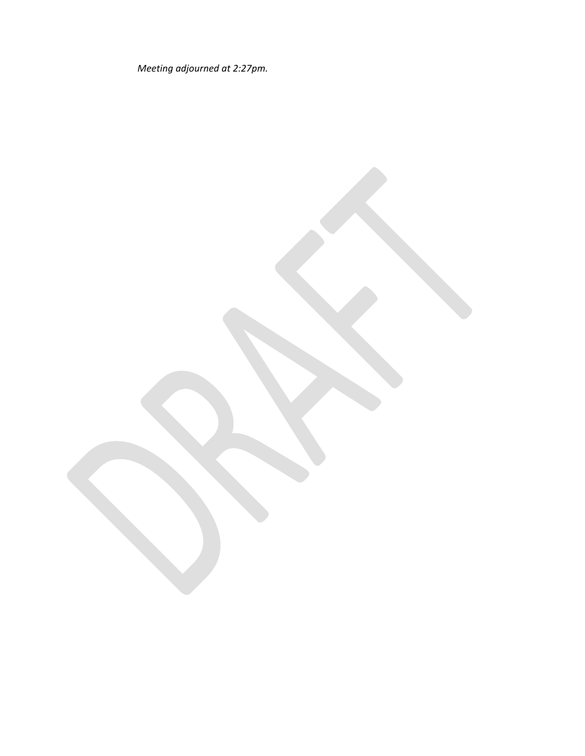*Meeting adjourned at 2:27pm.*